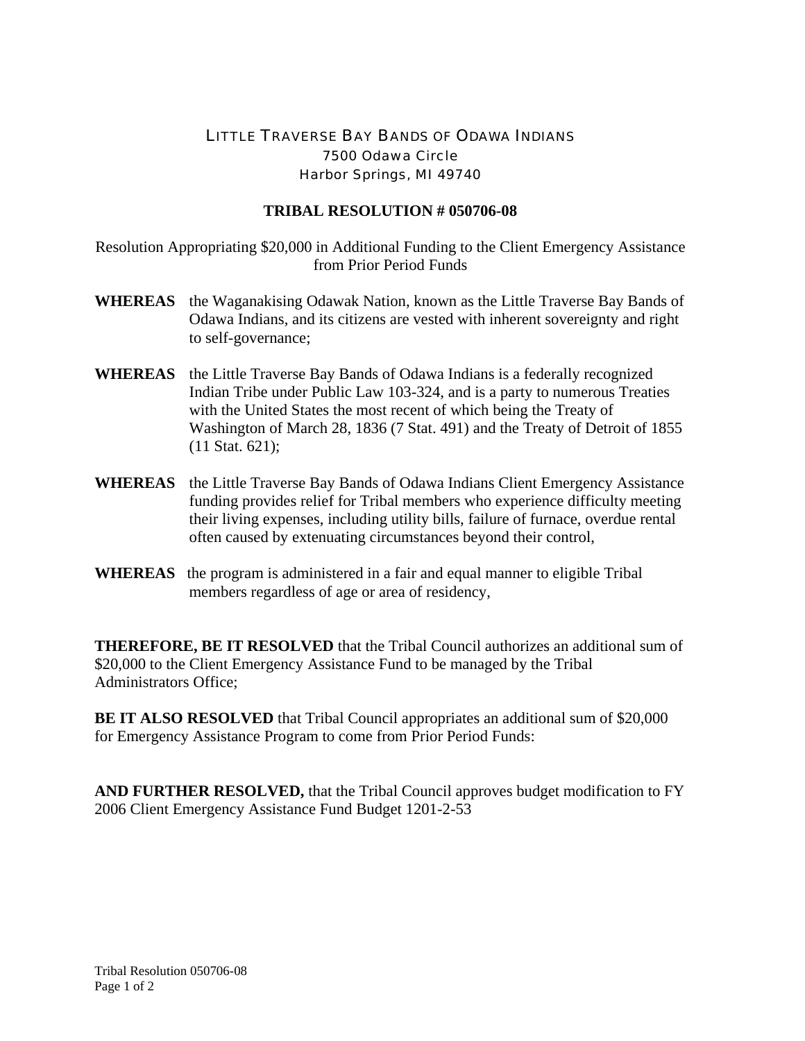LITTLE TRAVERSE BAY BANDS OF ODAWA INDIANS
7500 Odawa Circle
Harbor Springs, MI 49740

# TRIBAL RESOLUTION # 050706-08

Resolution Appropriating $20,000 in Additional Funding to the Client Emergency Assistance from Prior Period Funds

**WHEREAS** the Waganakising Odawak Nation, known as the Little Traverse Bay Bands of Odawa Indians, and its citizens are vested with inherent sovereignty and right to self-governance;

**WHEREAS** the Little Traverse Bay Bands of Odawa Indians is a federally recognized Indian Tribe under Public Law 103-324, and is a party to numerous Treaties with the United States the most recent of which being the Treaty of Washington of March 28, 1836 (7 Stat. 491) and the Treaty of Detroit of 1855 (11 Stat. 621);

**WHEREAS** the Little Traverse Bay Bands of Odawa Indians Client Emergency Assistance funding provides relief for Tribal members who experience difficulty meeting their living expenses, including utility bills, failure of furnace, overdue rental often caused by extenuating circumstances beyond their control,

**WHEREAS** the program is administered in a fair and equal manner to eligible Tribal members regardless of age or area of residency,

**THEREFORE, BE IT RESOLVED** that the Tribal Council authorizes an additional sum of $20,000 to the Client Emergency Assistance Fund to be managed by the Tribal Administrators Office;

**BE IT ALSO RESOLVED** that Tribal Council appropriates an additional sum of $20,000 for Emergency Assistance Program to come from Prior Period Funds:

**AND FURTHER RESOLVED,** that the Tribal Council approves budget modification to FY 2006 Client Emergency Assistance Fund Budget 1201-2-53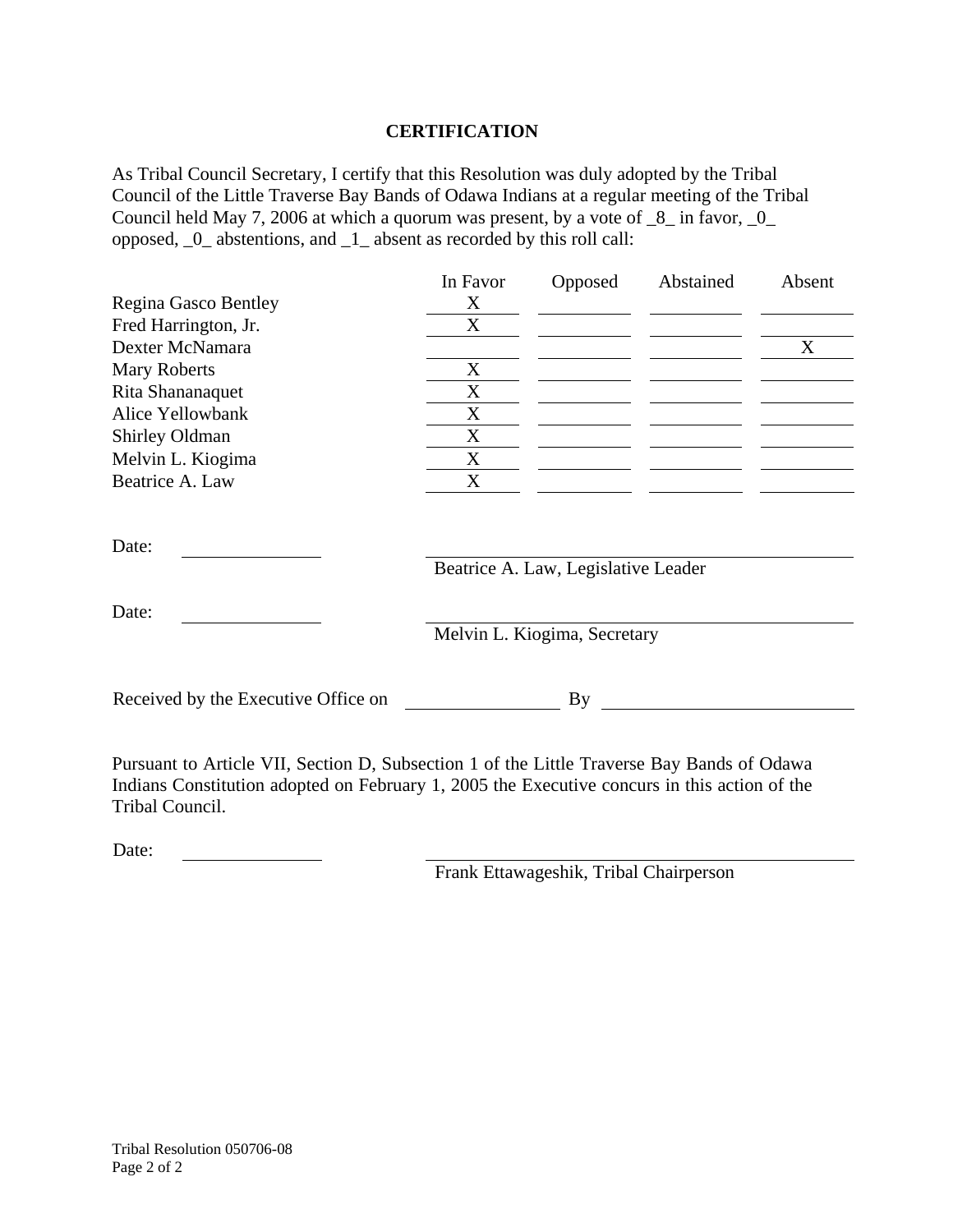## CERTIFICATION

As Tribal Council Secretary, I certify that this Resolution was duly adopted by the Tribal Council of the Little Traverse Bay Bands of Odawa Indians at a regular meeting of the Tribal Council held May 7, 2006 at which a quorum was present, by a vote of _8_ in favor, _0_ opposed, _0_ abstentions, and _1_ absent as recorded by this roll call:

| | In Favor | Opposed | Abstained | Absent |
|---|---|---|---|---|
| Regina Gasco Bentley | X | | | |
| Fred Harrington, Jr. | X | | | |
| Dexter McNamara | | | | X |
| Mary Roberts | X | | | |
| Rita Shananaquet | X | | | |
| Alice Yellowbank | X | | | |
| Shirley Oldman | X | | | |
| Melvin L. Kiogima | X | | | |
| Beatrice A. Law | X | | | |

Date: ______________

______________________________
Beatrice A. Law, Legislative Leader

Date: ______________

______________________________
Melvin L. Kiogima, Secretary

Received by the Executive Office on ______________ By ______________________

Pursuant to Article VII, Section D, Subsection 1 of the Little Traverse Bay Bands of Odawa Indians Constitution adopted on February 1, 2005 the Executive concurs in this action of the Tribal Council.

Date: ______________

______________________________
Frank Ettawageshik, Tribal Chairperson

Tribal Resolution 050706-08